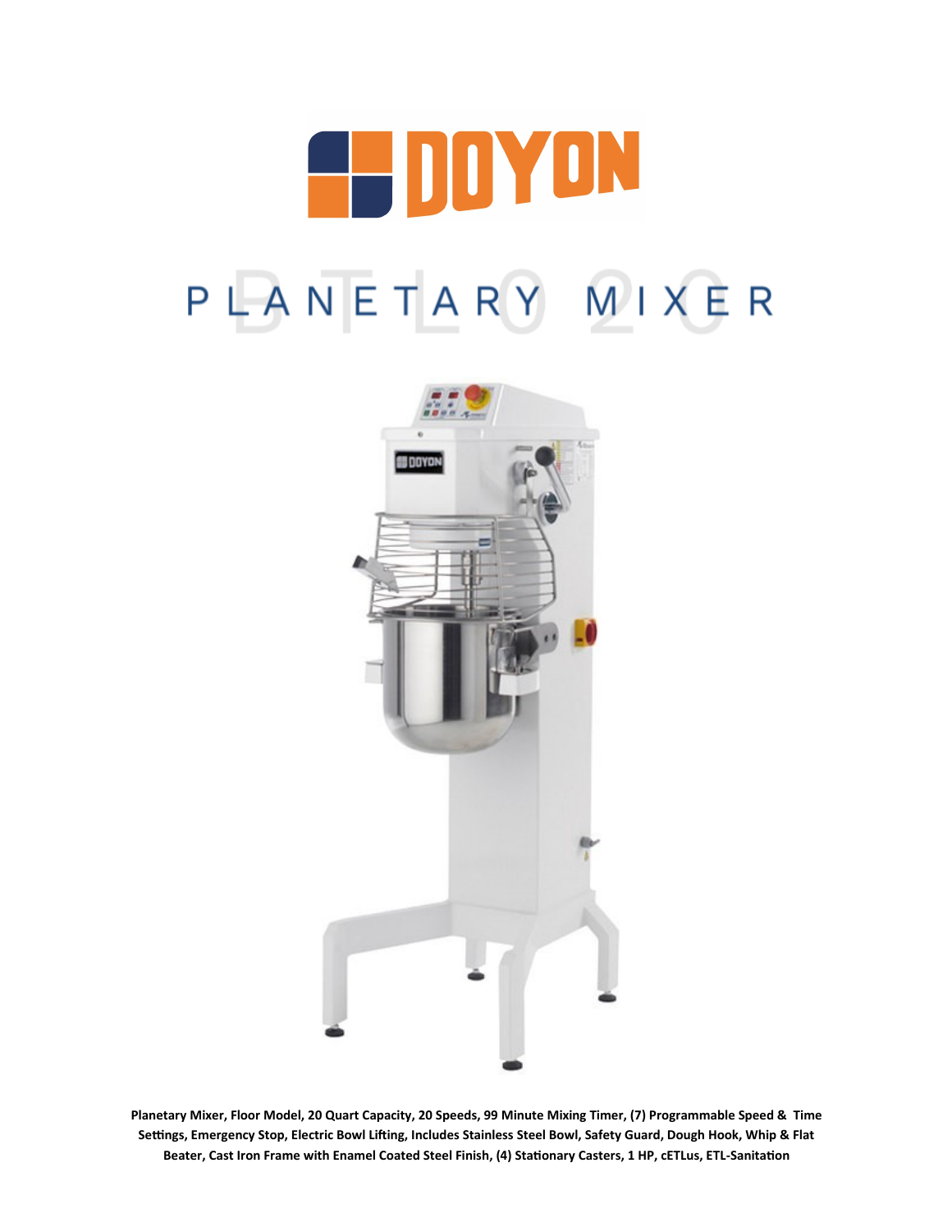# DOYON

## PLANETARY MIXER

BTL020

**Planetary Mixer, Floor Model, 20 Quart Capacity, 20 Speeds, 99 Minute Mixing Timer, (7) Programmable Speed & Time Settings, Emergency Stop, Electric Bowl Lifting, Includes Stainless Steel Bowl, Safety Guard, Dough Hook, Whip & Flat Beater, Cast Iron Frame with Enamel Coated Steel Finish, (4) Stationary Casters, 1 HP, cETLus, ETL-Sanitation**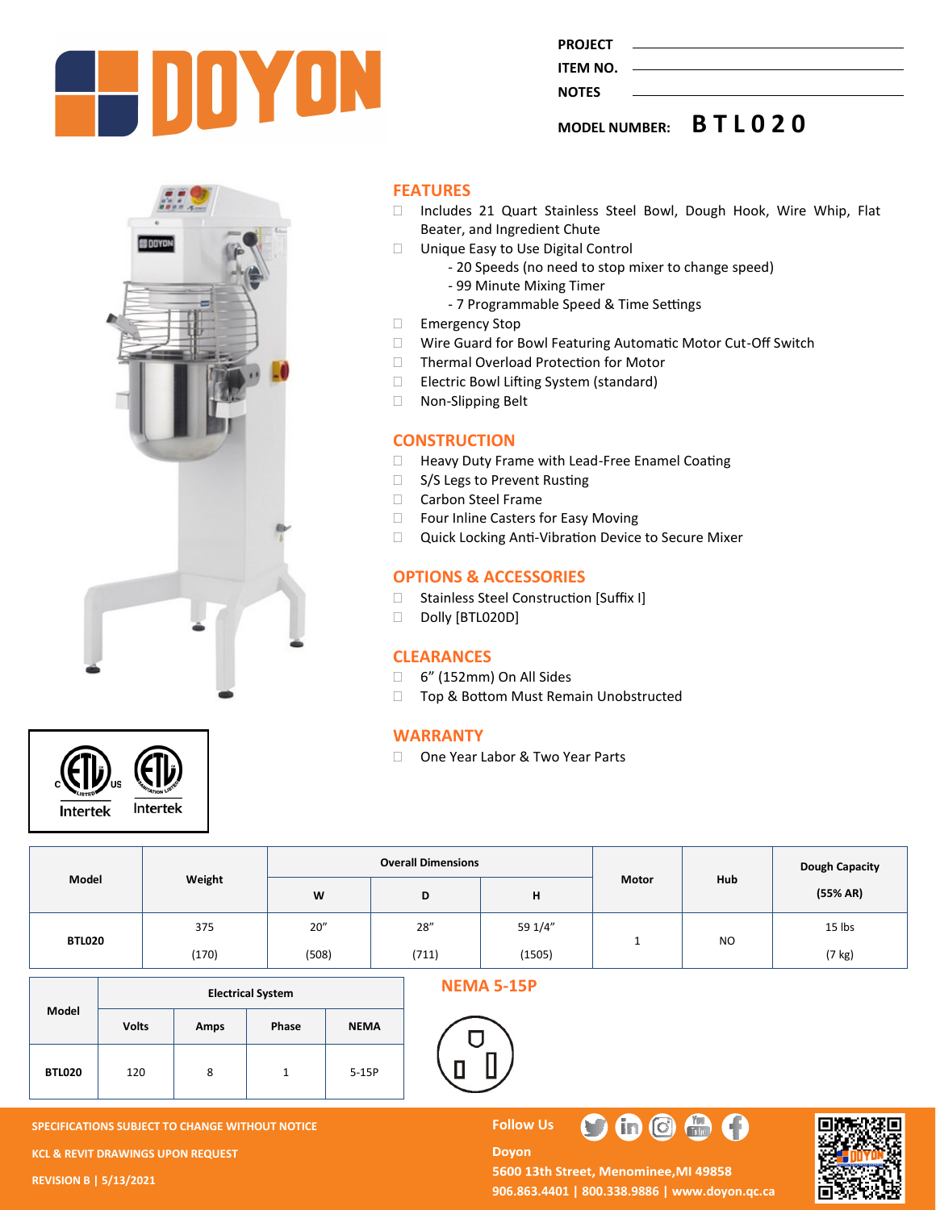# DOYON

**PROJECT** ____________________

**ITEM NO.** ____________________

**NOTES** ____________________

**MODEL NUMBER: BTL020**

## FEATURES

- Includes 21 Quart Stainless Steel Bowl, Dough Hook, Wire Whip, Flat Beater, and Ingredient Chute
- Unique Easy to Use Digital Control
  - 20 Speeds (no need to stop mixer to change speed)
  - 99 Minute Mixing Timer
  - 7 Programmable Speed & Time Settings
- Emergency Stop
- Wire Guard for Bowl Featuring Automatic Motor Cut-Off Switch
- Thermal Overload Protection for Motor
- Electric Bowl Lifting System (standard)
- Non-Slipping Belt

## CONSTRUCTION

- Heavy Duty Frame with Lead-Free Enamel Coating
- S/S Legs to Prevent Rusting
- Carbon Steel Frame
- Four Inline Casters for Easy Moving
- Quick Locking Anti-Vibration Device to Secure Mixer

## OPTIONS & ACCESSORIES

- Stainless Steel Construction [Suffix I]
- Dolly [BTL020D]

## CLEARANCES

- 6" (152mm) On All Sides
- Top & Bottom Must Remain Unobstructed

## WARRANTY

- One Year Labor & Two Year Parts

C ETL LISTED US Intertek — ETL SANITATION LISTED Intertek

| Model | Weight | Overall Dimensions | | | Motor | Hub | Dough Capacity (55% AR) |
|---|---|---|---|---|---|---|---|
| | | W | D | H | | | |
| BTL020 | 375 (170) | 20" (508) | 28" (711) | 59 1/4" (1505) | 1 | NO | 15 lbs (7 kg) |

| Model | Electrical System | | | |
|---|---|---|---|---|
| | Volts | Amps | Phase | NEMA |
| BTL020 | 120 | 8 | 1 | 5-15P |

## NEMA 5-15P

SPECIFICATIONS SUBJECT TO CHANGE WITHOUT NOTICE

KCL & REVIT DRAWINGS UPON REQUEST

REVISION B | 5/13/2021

Follow Us

Doyon
5600 13th Street, Menominee,MI 49858
906.863.4401 | 800.338.9886 | www.doyon.qc.ca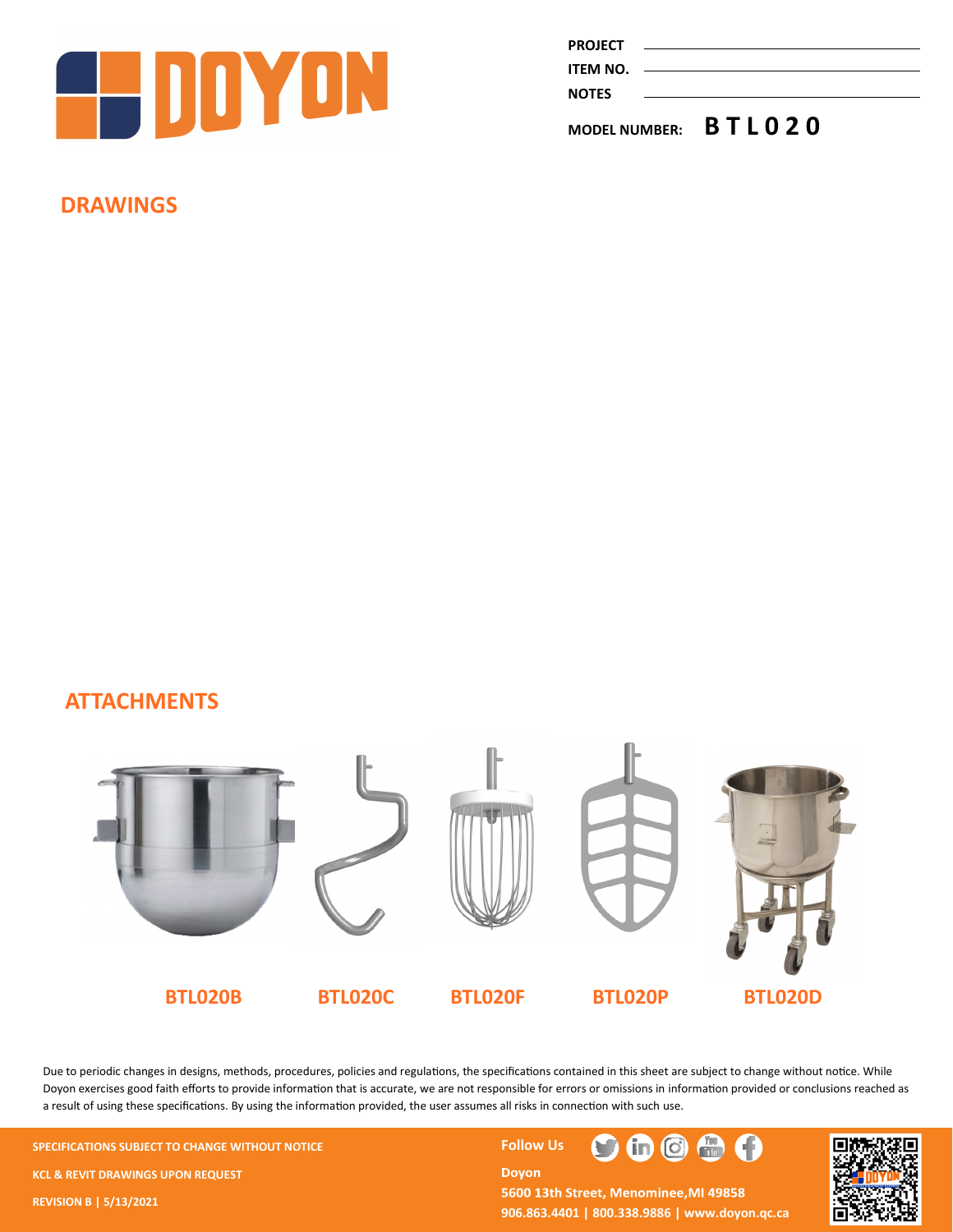| | |
|---|---|
| PROJECT | |
| ITEM NO. | |
| NOTES | |
| MODEL NUMBER: | BTL020 |

## DRAWINGS

## ATTACHMENTS

BTL020B

BTL020C

BTL020F

BTL020P

BTL020D

Due to periodic changes in designs, methods, procedures, policies and regulations, the specifications contained in this sheet are subject to change without notice. While Doyon exercises good faith efforts to provide information that is accurate, we are not responsible for errors or omissions in information provided or conclusions reached as a result of using these specifications. By using the information provided, the user assumes all risks in connection with such use.

SPECIFICATIONS SUBJECT TO CHANGE WITHOUT NOTICE

KCL & REVIT DRAWINGS UPON REQUEST

REVISION B | 5/13/2021

Follow Us

Doyon
5600 13th Street, Menominee,MI 49858
906.863.4401 | 800.338.9886 | www.doyon.qc.ca